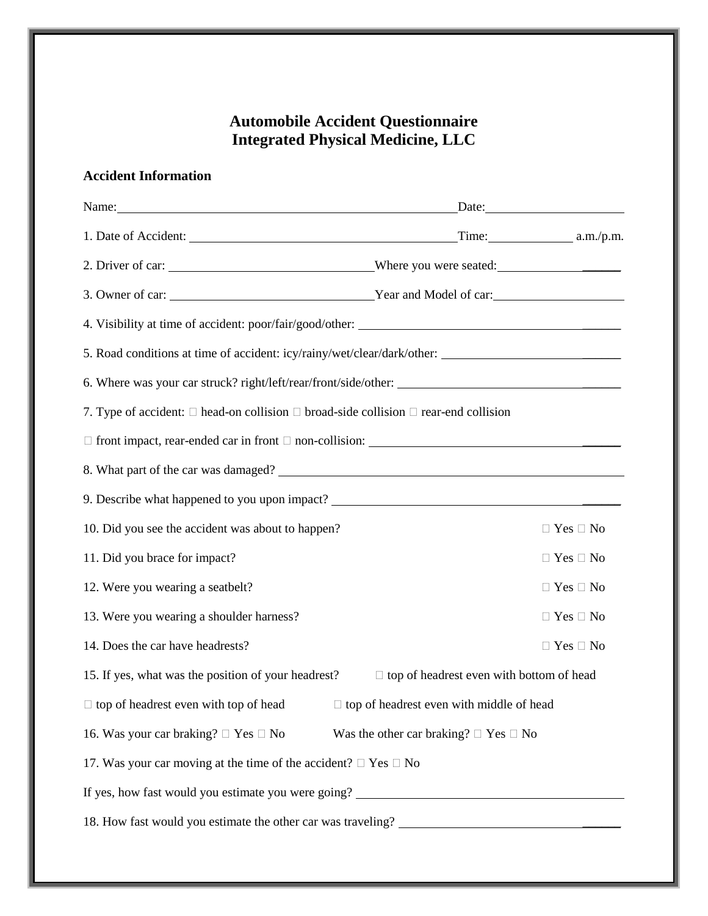# Automobile Accident Questionnaire
# Integrated Physical Medicine, LLC

**Accident Information**

Name: ______________________________ Date: ______________

1. Date of Accident: ______________________________ Time: __________ a.m./p.m.

2. Driver of car: ______________________ Where you were seated: ______________

3. Owner of car: ______________________ Year and Model of car: ______________

4. Visibility at time of accident: poor/fair/good/other: ______________________________

5. Road conditions at time of accident: icy/rainy/wet/clear/dark/other: ______________________

6. Where was your car struck? right/left/rear/front/side/other: ______________________

7. Type of accident: ☐ head-on collision ☐ broad-side collision ☐ rear-end collision

☐ front impact, rear-ended car in front ☐ non-collision: ______________________________

8. What part of the car was damaged? ______________________________________________

9. Describe what happened to you upon impact? ______________________________________

10. Did you see the accident was about to happen? ☐ Yes ☐ No

11. Did you brace for impact? ☐ Yes ☐ No

12. Were you wearing a seatbelt? ☐ Yes ☐ No

13. Were you wearing a shoulder harness? ☐ Yes ☐ No

14. Does the car have headrests? ☐ Yes ☐ No

15. If yes, what was the position of your headrest? ☐ top of headrest even with bottom of head

☐ top of headrest even with top of head ☐ top of headrest even with middle of head

16. Was your car braking? ☐ Yes ☐ No Was the other car braking? ☐ Yes ☐ No

17. Was your car moving at the time of the accident? ☐ Yes ☐ No

If yes, how fast would you estimate you were going? ______________________________

18. How fast would you estimate the other car was traveling? ______________________________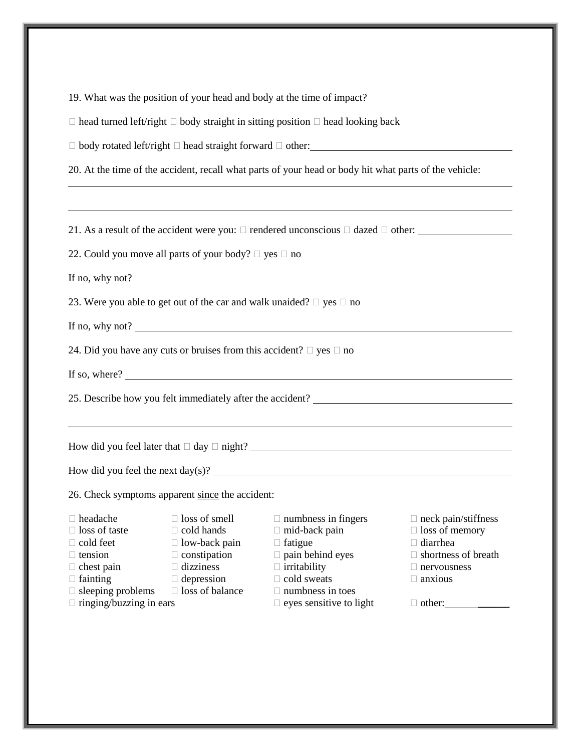19. What was the position of your head and body at the time of impact?

☐ head turned left/right ☐ body straight in sitting position ☐ head looking back

☐ body rotated left/right ☐ head straight forward ☐ other:\_\_\_\_\_\_\_\_\_\_\_\_\_\_\_\_\_\_\_\_\_\_\_\_\_\_\_\_\_\_\_\_\_\_\_\_\_\_\_\_

20. At the time of the accident, recall what parts of your head or body hit what parts of the vehicle:

\_\_\_\_\_\_\_\_\_\_\_\_\_\_\_\_\_\_\_\_\_\_\_\_\_\_\_\_\_\_\_\_\_\_\_\_\_\_\_\_\_\_\_\_\_\_\_\_\_\_\_\_\_\_\_\_\_\_\_\_\_\_\_\_\_\_\_\_\_\_\_\_\_\_\_\_\_\_\_\_\_\_\_\_\_\_\_\_\_\_

\_\_\_\_\_\_\_\_\_\_\_\_\_\_\_\_\_\_\_\_\_\_\_\_\_\_\_\_\_\_\_\_\_\_\_\_\_\_\_\_\_\_\_\_\_\_\_\_\_\_\_\_\_\_\_\_\_\_\_\_\_\_\_\_\_\_\_\_\_\_\_\_\_\_\_\_\_\_\_\_\_\_\_\_\_\_\_\_\_\_

21. As a result of the accident were you: ☐ rendered unconscious ☐ dazed ☐ other: \_\_\_\_\_\_\_\_\_\_\_\_\_\_\_\_\_\_

22. Could you move all parts of your body? ☐ yes ☐ no

If no, why not? \_\_\_\_\_\_\_\_\_\_\_\_\_\_\_\_\_\_\_\_\_\_\_\_\_\_\_\_\_\_\_\_\_\_\_\_\_\_\_\_\_\_\_\_\_\_\_\_\_\_\_\_\_\_\_\_\_\_\_\_\_\_\_\_\_\_\_\_\_\_\_\_\_

23. Were you able to get out of the car and walk unaided? ☐ yes ☐ no

If no, why not? \_\_\_\_\_\_\_\_\_\_\_\_\_\_\_\_\_\_\_\_\_\_\_\_\_\_\_\_\_\_\_\_\_\_\_\_\_\_\_\_\_\_\_\_\_\_\_\_\_\_\_\_\_\_\_\_\_\_\_\_\_\_\_\_\_\_\_\_\_\_\_\_\_

24. Did you have any cuts or bruises from this accident? ☐ yes ☐ no

If so, where? \_\_\_\_\_\_\_\_\_\_\_\_\_\_\_\_\_\_\_\_\_\_\_\_\_\_\_\_\_\_\_\_\_\_\_\_\_\_\_\_\_\_\_\_\_\_\_\_\_\_\_\_\_\_\_\_\_\_\_\_\_\_\_\_\_\_\_\_\_\_\_\_\_\_\_

25. Describe how you felt immediately after the accident? \_\_\_\_\_\_\_\_\_\_\_\_\_\_\_\_\_\_\_\_\_\_\_\_\_\_\_\_\_\_\_\_\_\_\_\_\_\_\_\_

\_\_\_\_\_\_\_\_\_\_\_\_\_\_\_\_\_\_\_\_\_\_\_\_\_\_\_\_\_\_\_\_\_\_\_\_\_\_\_\_\_\_\_\_\_\_\_\_\_\_\_\_\_\_\_\_\_\_\_\_\_\_\_\_\_\_\_\_\_\_\_\_\_\_\_\_\_\_\_\_\_\_\_\_\_\_\_\_\_\_

How did you feel later that ☐ day ☐ night? \_\_\_\_\_\_\_\_\_\_\_\_\_\_\_\_\_\_\_\_\_\_\_\_\_\_\_\_\_\_\_\_\_\_\_\_\_\_\_\_\_\_\_\_\_\_\_\_\_\_\_\_

How did you feel the next day(s)? \_\_\_\_\_\_\_\_\_\_\_\_\_\_\_\_\_\_\_\_\_\_\_\_\_\_\_\_\_\_\_\_\_\_\_\_\_\_\_\_\_\_\_\_\_\_\_\_\_\_\_\_\_\_\_\_\_\_\_\_

26. Check symptoms apparent <u>since</u> the accident:

| | | | |
|---|---|---|---|
| ☐ headache | ☐ loss of smell | ☐ numbness in fingers | ☐ neck pain/stiffness |
| ☐ loss of taste | ☐ cold hands | ☐ mid-back pain | ☐ loss of memory |
| ☐ cold feet | ☐ low-back pain | ☐ fatigue | ☐ diarrhea |
| ☐ tension | ☐ constipation | ☐ pain behind eyes | ☐ shortness of breath |
| ☐ chest pain | ☐ dizziness | ☐ irritability | ☐ nervousness |
| ☐ fainting | ☐ depression | ☐ cold sweats | ☐ anxious |
| ☐ sleeping problems | ☐ loss of balance | ☐ numbness in toes | |
| ☐ ringing/buzzing in ears | | ☐ eyes sensitive to light | ☐ other:\_\_\_\_\_\_\_\_\_\_\_\_ |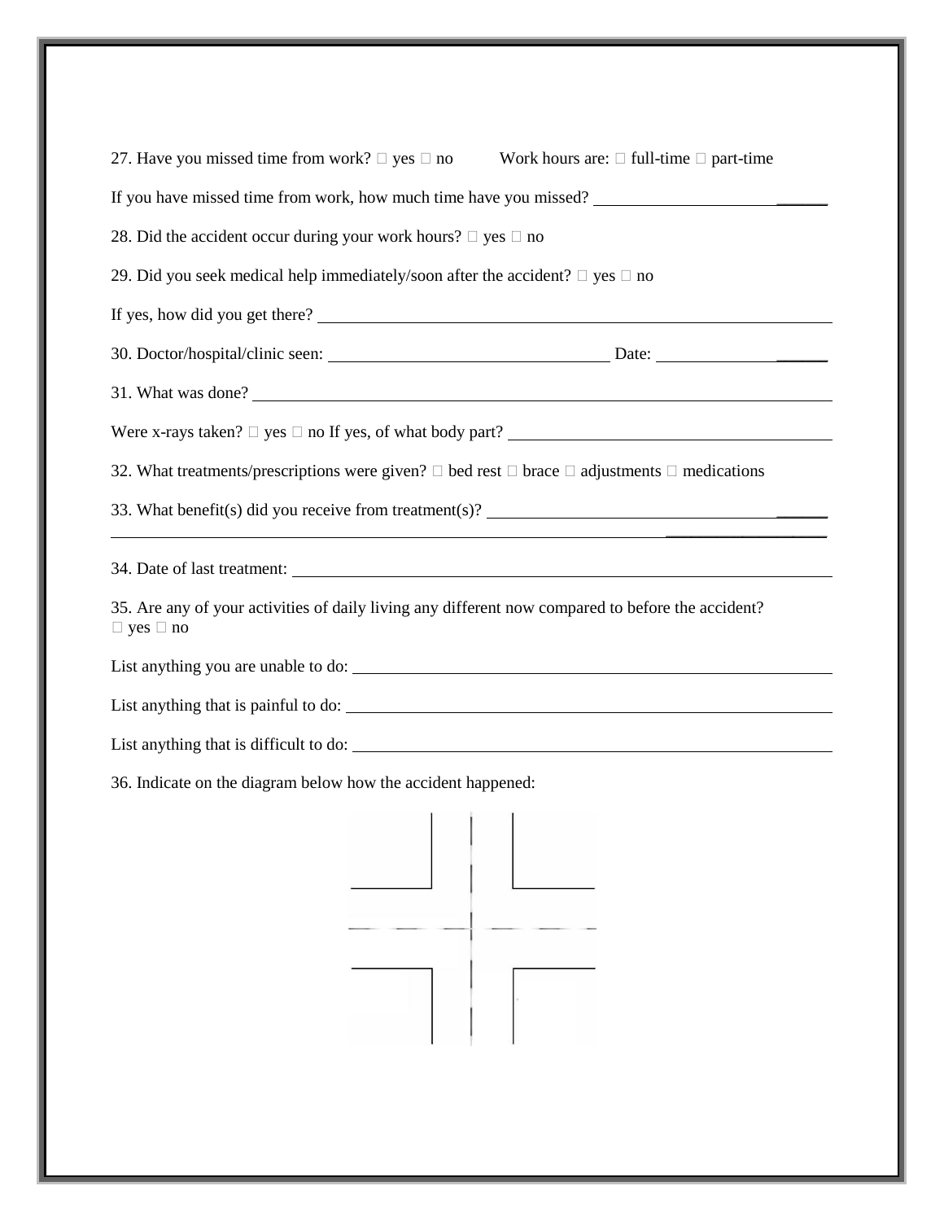27. Have you missed time from work? □ yes □ no     Work hours are: □ full-time □ part-time

If you have missed time from work, how much time have you missed? ______________________________

28. Did the accident occur during your work hours? □ yes □ no

29. Did you seek medical help immediately/soon after the accident? □ yes □ no

If yes, how did you get there? ______________________________________________________________

30. Doctor/hospital/clinic seen: ____________________________ Date: ____________________

31. What was done? ______________________________________________________________________

Were x-rays taken? □ yes □ no If yes, of what body part? ________________________________

32. What treatments/prescriptions were given? □ bed rest □ brace □ adjustments □ medications

33. What benefit(s) did you receive from treatment(s)? ______________________________________

_______________________________________________________________________________________

34. Date of last treatment: ______________________________________________________________

35. Are any of your activities of daily living any different now compared to before the accident?
□ yes □ no

List anything you are unable to do: ______________________________________________________

List anything that is painful to do: ______________________________________________________

List anything that is difficult to do: ____________________________________________________

36. Indicate on the diagram below how the accident happened: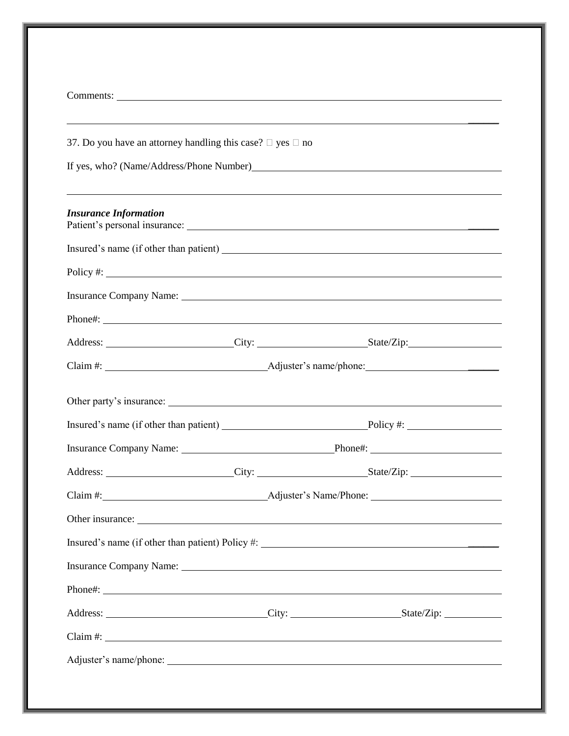Comments: ______________________________________________________________________

______________________________________________________________________________

37. Do you have an attorney handling this case? ☐ yes ☐ no

If yes, who? (Name/Address/Phone Number)______________________________________

______________________________________________________________________________

***Insurance Information***

Patient's personal insurance: ____________________________________________________

Insured's name (if other than patient) ____________________________________________

Policy #: ____________________________________________________________________

Insurance Company Name: _____________________________________________________

Phone#: _____________________________________________________________________

Address: ______________________City: ____________________State/Zip:_______________

Claim #: __________________________Adjuster's name/phone:______________________

Other party's insurance: ________________________________________________________

Insured's name (if other than patient) _________________________Policy #: ______________

Insurance Company Name: ___________________________Phone#: ____________________

Address: ______________________City: ____________________State/Zip: _______________

Claim #:__________________________Adjuster's Name/Phone: ________________________

Other insurance: _______________________________________________________________

Insured's name (if other than patient) Policy #: _________________________________________

Insurance Company Name: _____________________________________________________

Phone#: _____________________________________________________________________

Address: ___________________________City: ____________________State/Zip: __________

Claim #: _____________________________________________________________________

Adjuster's name/phone: _________________________________________________________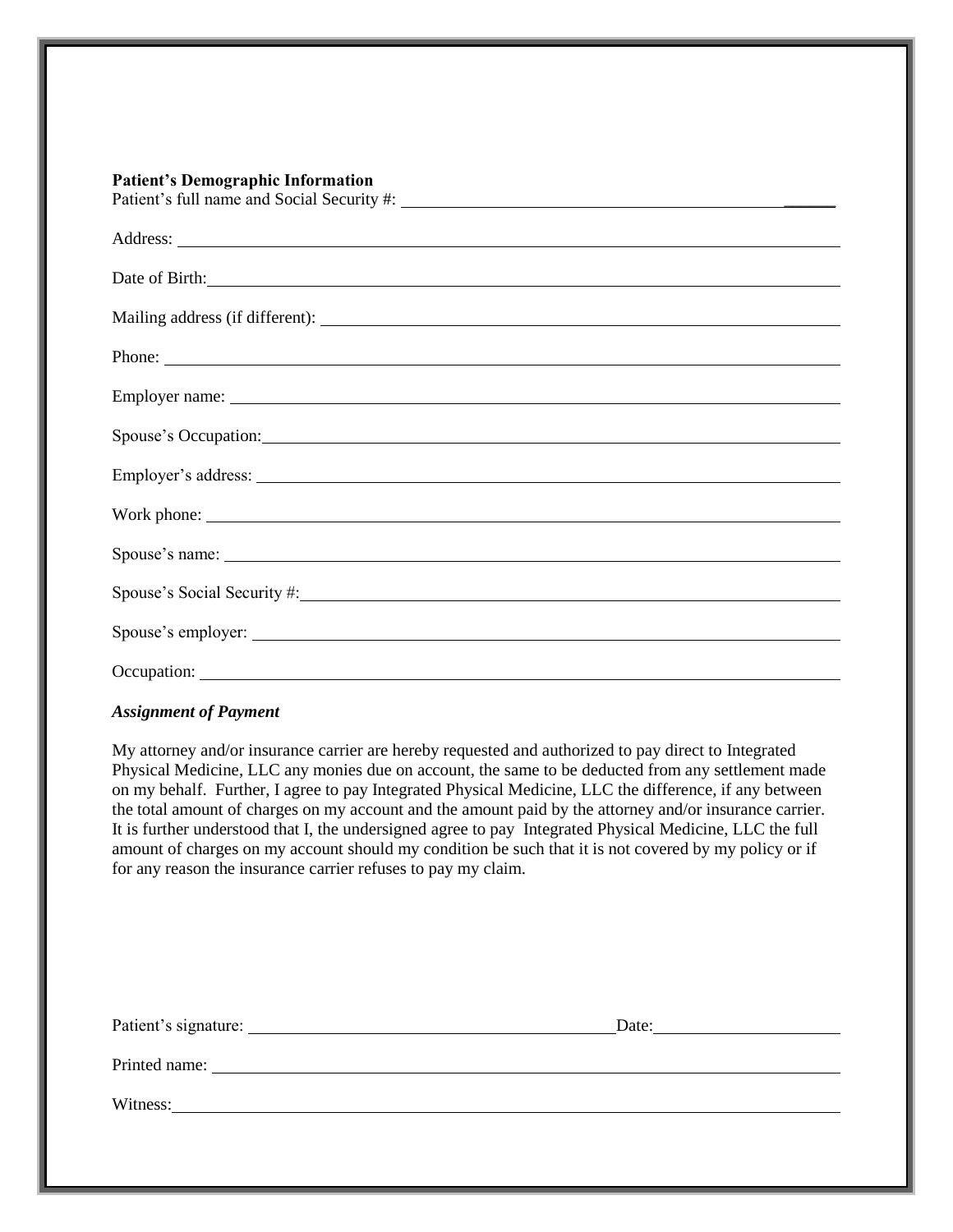**Patient's Demographic Information**

Patient's full name and Social Security #: ______________________________________________

Address: ______________________________________________

Date of Birth: ______________________________________________

Mailing address (if different): ______________________________________________

Phone: ______________________________________________

Employer name: ______________________________________________

Spouse's Occupation: ______________________________________________

Employer's address: ______________________________________________

Work phone: ______________________________________________

Spouse's name: ______________________________________________

Spouse's Social Security #: ______________________________________________

Spouse's employer: ______________________________________________

Occupation: ______________________________________________

***Assignment of Payment***

My attorney and/or insurance carrier are hereby requested and authorized to pay direct to Integrated Physical Medicine, LLC any monies due on account, the same to be deducted from any settlement made on my behalf. Further, I agree to pay Integrated Physical Medicine, LLC the difference, if any between the total amount of charges on my account and the amount paid by the attorney and/or insurance carrier. It is further understood that I, the undersigned agree to pay Integrated Physical Medicine, LLC the full amount of charges on my account should my condition be such that it is not covered by my policy or if for any reason the insurance carrier refuses to pay my claim.

Patient's signature: ______________________________ Date: ______________

Printed name: ______________________________________________

Witness: ______________________________________________